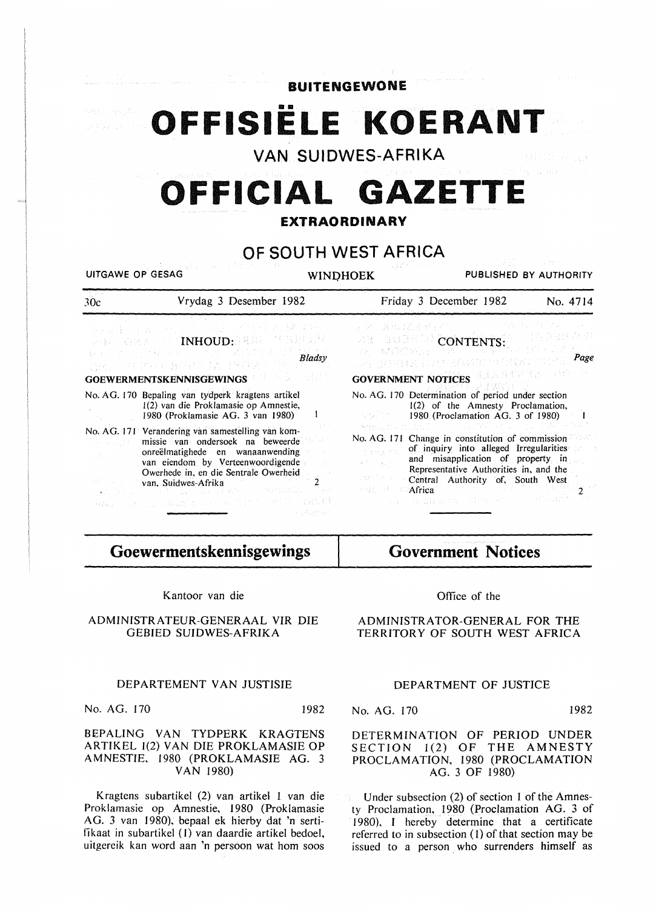# BUITENGEWONE

# OFFISIËLE KOERANT

## VAN SUIDWES-AFRIKA

# OFFICIAL GAZETTE

## EXTRAORDINARY

## OF SOUTH WEST AFRICA

UITGAWE OP GESAG — WINDHOEK — PUBLISHED BY AUTHORITY

30c — Vrydag 3 Desember 1982 — Friday 3 December 1982 — No. 4714

### INHOUD:

*Bladsy*

**GOEWERMENTSKENNISGEWINGS**

No. AG. 170 Bepaling van tydperk kragtens artikel 1(2) van die Proklamasie op Amnestie, 1980 (Proklamasie AG. 3 van 1980) — 1

No. AG. 171 Verandering van samestelling van kommissie van ondersoek na beweerde onreëlmatighede en wanaanwending van eiendom by Verteenwoordigende Owerhede in, en die Sentrale Owerheid van, Suidwes-Afrika — 2

### CONTENTS:

*Page*

**GOVERNMENT NOTICES**

No. AG. 170 Determination of period under section 1(2) of the Amnesty Proclamation, 1980 (Proclamation AG. 3 of 1980) — 1

No. AG. 171 Change in constitution of commission of inquiry into alleged Irregularities and misapplication of property in Representative Authorities in, and the Central Authority of, South West Africa — 2

## Goewermentskennisgewings

Kantoor van die

ADMINISTRATEUR-GENERAAL VIR DIE GEBIED SUIDWES-AFRIKA

DEPARTEMENT VAN JUSTISIE

No. AG. 170 — 1982

BEPALING VAN TYDPERK KRAGTENS ARTIKEL 1(2) VAN DIE PROKLAMASIE OP AMNESTIE, 1980 (PROKLAMASIE AG. 3 VAN 1980)

Kragtens subartikel (2) van artikel 1 van die Proklamasie op Amnestie, 1980 (Proklamasie AG. 3 van 1980), bepaal ek hierby dat 'n sertifikaat in subartikel (1) van daardie artikel bedoel, uitgereik kan word aan 'n persoon wat hom soos

## Government Notices

Office of the

ADMINISTRATOR-GENERAL FOR THE TERRITORY OF SOUTH WEST AFRICA

DEPARTMENT OF JUSTICE

No. AG. 170 — 1982

DETERMINATION OF PERIOD UNDER SECTION 1(2) OF THE AMNESTY PROCLAMATION, 1980 (PROCLAMATION AG. 3 OF 1980)

Under subsection (2) of section 1 of the Amnesty Proclamation, 1980 (Proclamation AG. 3 of 1980), I hereby determine that a certificate referred to in subsection (1) of that section may be issued to a person who surrenders himself as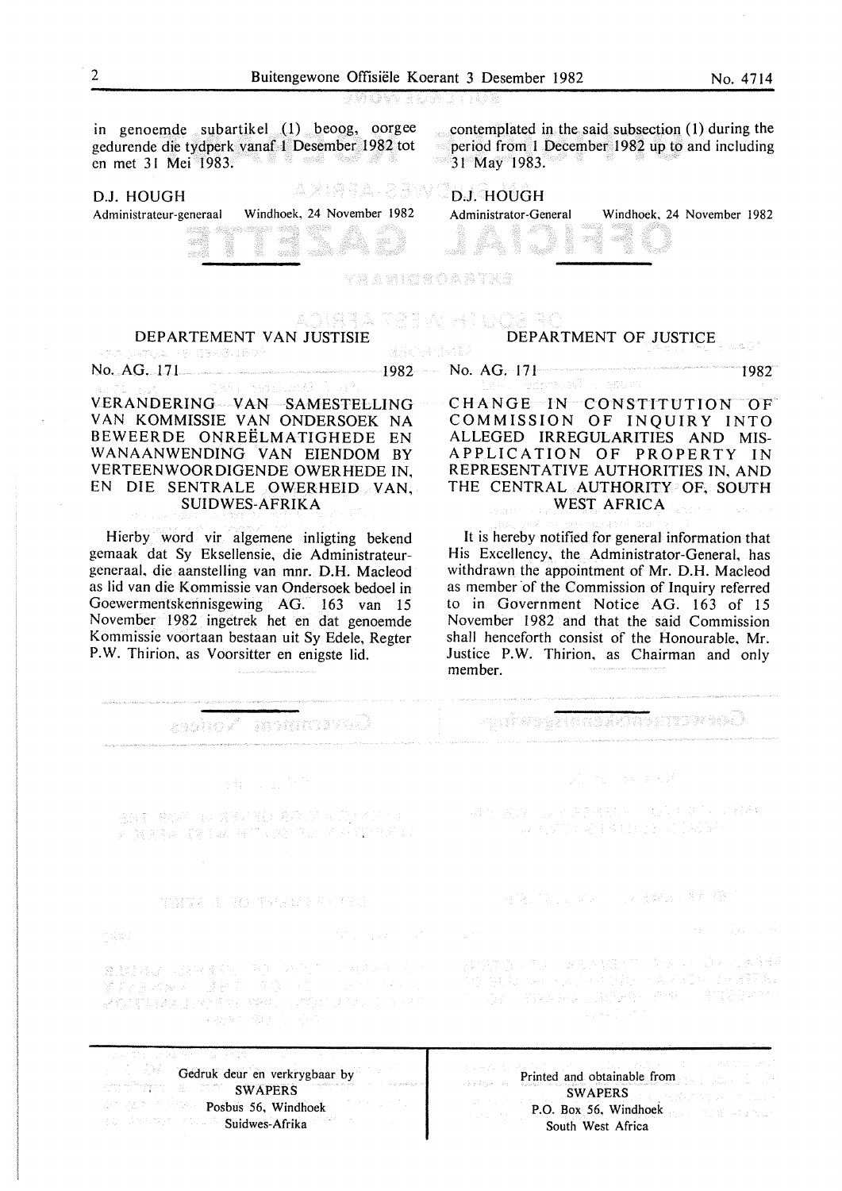in genoemde subartikel (1) beoog, oorgee gedurende die tydperk vanaf 1 Desember 1982 tot en met 31 Mei 1983.

D.J. HOUGH
Administrateur-generaal Windhoek, 24 November 1982

contemplated in the said subsection (1) during the period from 1 December 1982 up to and including 31 May 1983.

D.J. HOUGH
Administrator-General Windhoek, 24 November 1982

---

## DEPARTEMENT VAN JUSTISIE

No. AG. 171 1982

### VERANDERING VAN SAMESTELLING VAN KOMMISSIE VAN ONDERSOEK NA BEWEERDE ONREËLMATIGHEDE EN WANAANWENDING VAN EIENDOM BY VERTEENWOORDIGENDE OWERHEDE IN, EN DIE SENTRALE OWERHEID VAN, SUIDWES-AFRIKA

Hierby word vir algemene inligting bekend gemaak dat Sy Eksellensie, die Administrateur-generaal, die aanstelling van mnr. D.H. Macleod as lid van die Kommissie van Ondersoek bedoel in Goewermentskennisgewing AG. 163 van 15 November 1982 ingetrek het en dat genoemde Kommissie voortaan bestaan uit Sy Edele, Regter P.W. Thirion, as Voorsitter en enigste lid.

## DEPARTMENT OF JUSTICE

No. AG. 171 1982

### CHANGE IN CONSTITUTION OF COMMISSION OF INQUIRY INTO ALLEGED IRREGULARITIES AND MISAPPLICATION OF PROPERTY IN REPRESENTATIVE AUTHORITIES IN, AND THE CENTRAL AUTHORITY OF, SOUTH WEST AFRICA

It is hereby notified for general information that His Excellency, the Administrator-General, has withdrawn the appointment of Mr. D.H. Macleod as member of the Commission of Inquiry referred to in Government Notice AG. 163 of 15 November 1982 and that the said Commission shall henceforth consist of the Honourable, Mr. Justice P.W. Thirion, as Chairman and only member.

---

Gedruk deur en verkrygbaar by
SWAPERS
Posbus 56, Windhoek
Suidwes-Afrika

Printed and obtainable from
SWAPERS
P.O. Box 56, Windhoek
South West Africa